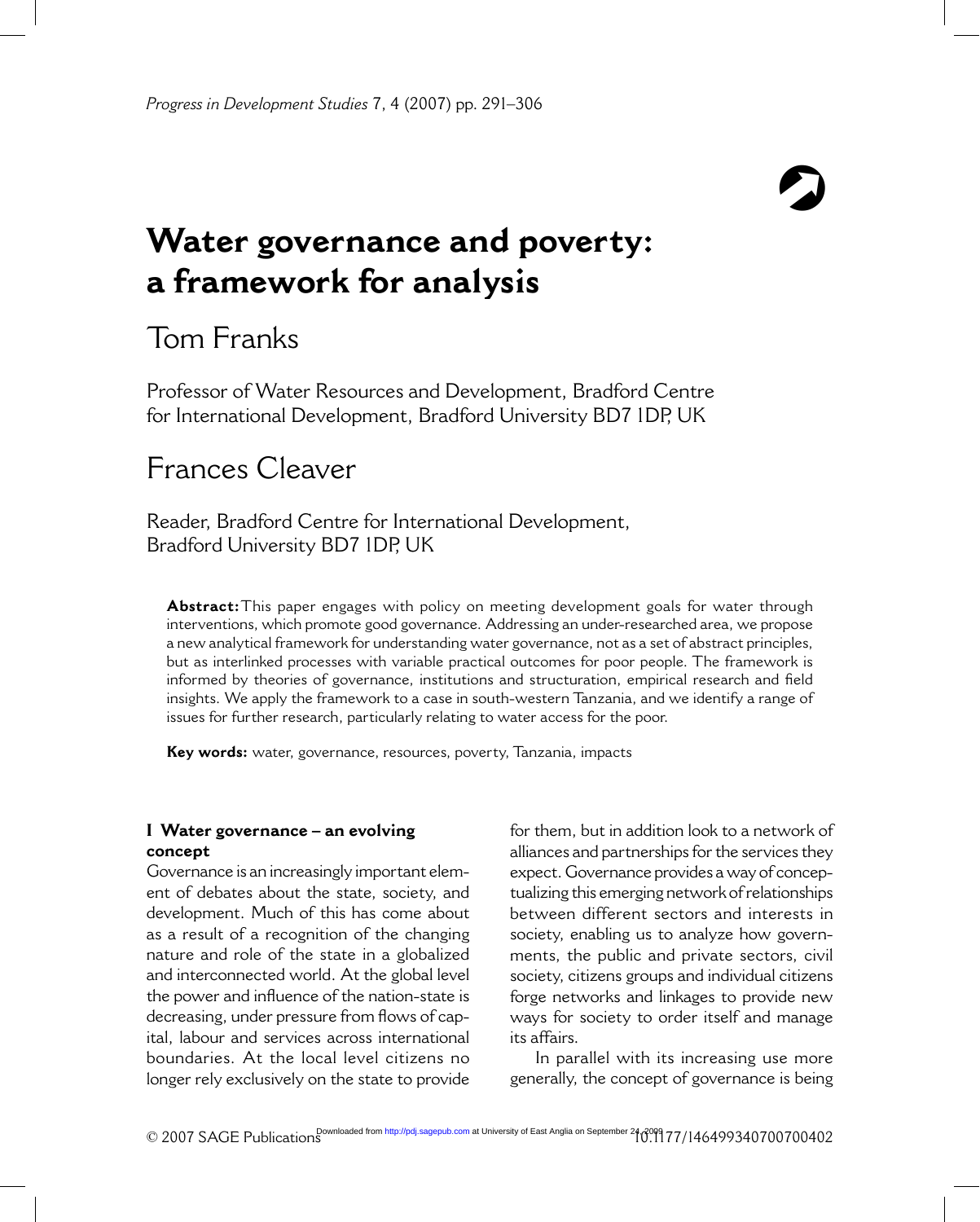# Water governance and poverty: a framework for analysis

Tom Franks

Professor of Water Resources and Development, Bradford Centre for International Development, Bradford University BD7 1DP, UK

Frances Cleaver

Reader, Bradford Centre for International Development, Bradford University BD7 1DP, UK

**Abstract:** This paper engages with policy on meeting development goals for water through interventions, which promote good governance. Addressing an under-researched area, we propose a new analytical framework for understanding water governance, not as a set of abstract principles, but as interlinked processes with variable practical outcomes for poor people. The framework is informed by theories of governance, institutions and structuration, empirical research and field insights. We apply the framework to a case in south-western Tanzania, and we identify a range of issues for further research, particularly relating to water access for the poor.

**Key words:** water, governance, resources, poverty, Tanzania, impacts

## I Water governance – an evolving concept

Governance is an increasingly important element of debates about the state, society, and development. Much of this has come about as a result of a recognition of the changing nature and role of the state in a globalized and interconnected world. At the global level the power and influence of the nation-state is decreasing, under pressure from flows of capital, labour and services across international boundaries. At the local level citizens no longer rely exclusively on the state to provide for them, but in addition look to a network of alliances and partnerships for the services they expect. Governance provides a way of conceptualizing this emerging network of relationships between different sectors and interests in society, enabling us to analyze how governments, the public and private sectors, civil society, citizens groups and individual citizens forge networks and linkages to provide new ways for society to order itself and manage its affairs.

In parallel with its increasing use more generally, the concept of governance is being

© 2007 SAGE Publications 10.1177/146499340700700402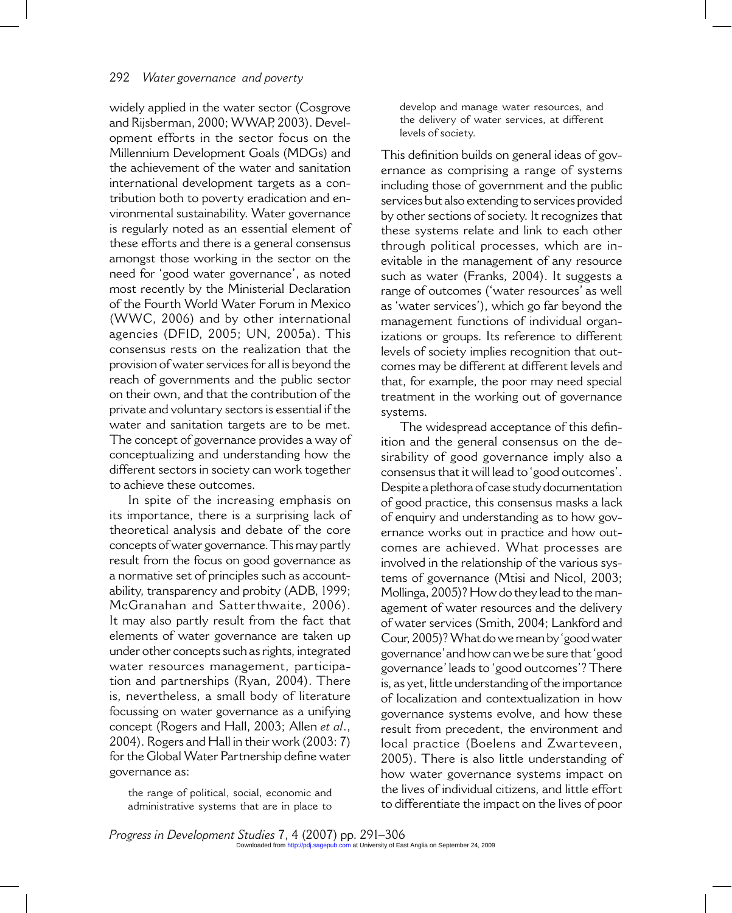widely applied in the water sector (Cosgrove and Rijsberman, 2000; WWAP, 2003). Development efforts in the sector focus on the Millennium Development Goals (MDGs) and the achievement of the water and sanitation international development targets as a contribution both to poverty eradication and environmental sustainability. Water governance is regularly noted as an essential element of these efforts and there is a general consensus amongst those working in the sector on the need for 'good water governance', as noted most recently by the Ministerial Declaration of the Fourth World Water Forum in Mexico (WWC, 2006) and by other international agencies (DFID, 2005; UN, 2005a). This consensus rests on the realization that the provision of water services for all is beyond the reach of governments and the public sector on their own, and that the contribution of the private and voluntary sectors is essential if the water and sanitation targets are to be met. The concept of governance provides a way of conceptualizing and understanding how the different sectors in society can work together to achieve these outcomes.

In spite of the increasing emphasis on its importance, there is a surprising lack of theoretical analysis and debate of the core concepts of water governance. This may partly result from the focus on good governance as a normative set of principles such as accountability, transparency and probity (ADB, 1999; McGranahan and Satterthwaite, 2006). It may also partly result from the fact that elements of water governance are taken up under other concepts such as rights, integrated water resources management, participation and partnerships (Ryan, 2004). There is, nevertheless, a small body of literature focussing on water governance as a unifying concept (Rogers and Hall, 2003; Allen *et al*., 2004). Rogers and Hall in their work (2003: 7) for the Global Water Partnership define water governance as:

> the range of political, social, economic and administrative systems that are in place to develop and manage water resources, and the delivery of water services, at different levels of society.

This definition builds on general ideas of governance as comprising a range of systems including those of government and the public services but also extending to services provided by other sections of society. It recognizes that these systems relate and link to each other through political processes, which are inevitable in the management of any resource such as water (Franks, 2004). It suggests a range of outcomes ('water resources' as well as 'water services'), which go far beyond the management functions of individual organizations or groups. Its reference to different levels of society implies recognition that outcomes may be different at different levels and that, for example, the poor may need special treatment in the working out of governance systems.

The widespread acceptance of this definition and the general consensus on the desirability of good governance imply also a consensus that it will lead to 'good outcomes'. Despite a plethora of case study documentation of good practice, this consensus masks a lack of enquiry and understanding as to how governance works out in practice and how outcomes are achieved. What processes are involved in the relationship of the various systems of governance (Mtisi and Nicol, 2003; Mollinga, 2005)? How do they lead to the management of water resources and the delivery of water services (Smith, 2004; Lankford and Cour, 2005)? What do we mean by 'good water governance' and how can we be sure that 'good governance' leads to 'good outcomes'? There is, as yet, little understanding of the importance of localization and contextualization in how governance systems evolve, and how these result from precedent, the environment and local practice (Boelens and Zwarteveen, 2005). There is also little understanding of how water governance systems impact on the lives of individual citizens, and little effort to differentiate the impact on the lives of poor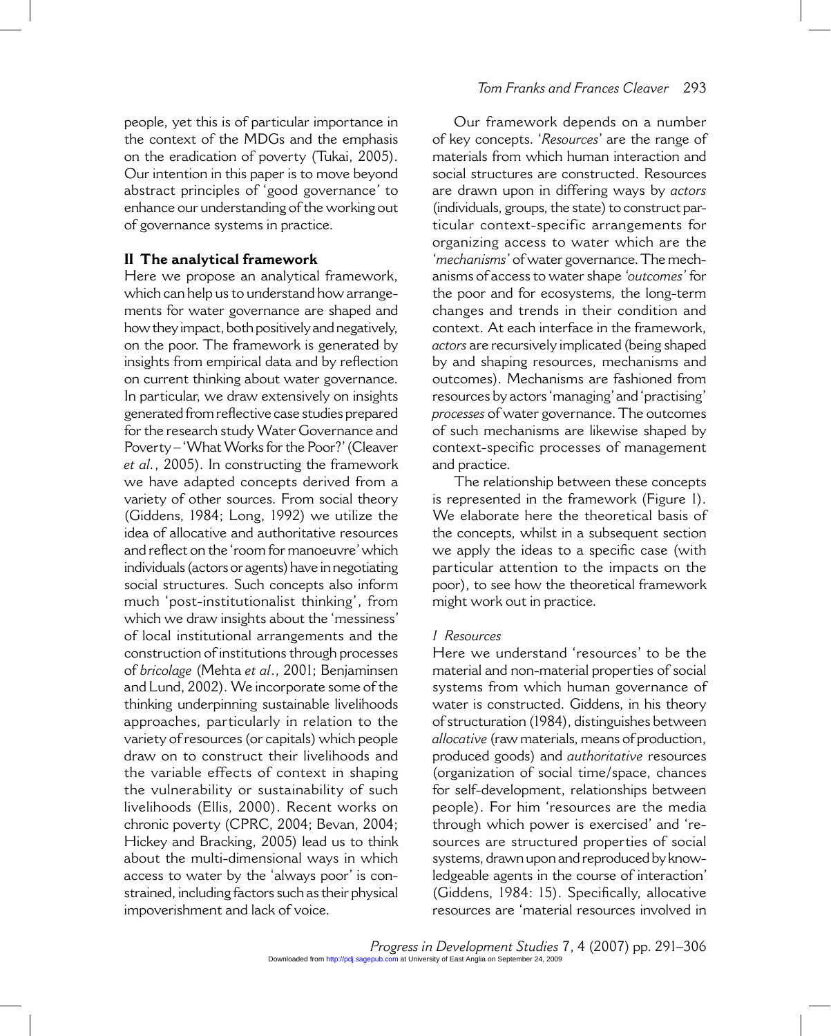people, yet this is of particular importance in the context of the MDGs and the emphasis on the eradication of poverty (Tukai, 2005). Our intention in this paper is to move beyond abstract principles of 'good governance' to enhance our understanding of the working out of governance systems in practice.

## II The analytical framework

Here we propose an analytical framework, which can help us to understand how arrangements for water governance are shaped and how they impact, both positively and negatively, on the poor. The framework is generated by insights from empirical data and by reflection on current thinking about water governance. In particular, we draw extensively on insights generated from reflective case studies prepared for the research study Water Governance and Poverty – 'What Works for the Poor?' (Cleaver *et al.*, 2005). In constructing the framework we have adapted concepts derived from a variety of other sources. From social theory (Giddens, 1984; Long, 1992) we utilize the idea of allocative and authoritative resources and reflect on the 'room for manoeuvre' which individuals (actors or agents) have in negotiating social structures. Such concepts also inform much 'post-institutionalist thinking', from which we draw insights about the 'messiness' of local institutional arrangements and the construction of institutions through processes of *bricolage* (Mehta *et al.*, 2001; Benjaminsen and Lund, 2002). We incorporate some of the thinking underpinning sustainable livelihoods approaches, particularly in relation to the variety of resources (or capitals) which people draw on to construct their livelihoods and the variable effects of context in shaping the vulnerability or sustainability of such livelihoods (Ellis, 2000). Recent works on chronic poverty (CPRC, 2004; Bevan, 2004; Hickey and Bracking, 2005) lead us to think about the multi-dimensional ways in which access to water by the 'always poor' is constrained, including factors such as their physical impoverishment and lack of voice.

Our framework depends on a number of key concepts. '*Resources*' are the range of materials from which human interaction and social structures are constructed. Resources are drawn upon in differing ways by *actors* (individuals, groups, the state) to construct particular context-specific arrangements for organizing access to water which are the '*mechanisms*' of water governance. The mechanisms of access to water shape '*outcomes*' for the poor and for ecosystems, the long-term changes and trends in their condition and context. At each interface in the framework, *actors* are recursively implicated (being shaped by and shaping resources, mechanisms and outcomes). Mechanisms are fashioned from resources by actors 'managing' and 'practising' *processes* of water governance. The outcomes of such mechanisms are likewise shaped by context-specific processes of management and practice.

The relationship between these concepts is represented in the framework (Figure 1). We elaborate here the theoretical basis of the concepts, whilst in a subsequent section we apply the ideas to a specific case (with particular attention to the impacts on the poor), to see how the theoretical framework might work out in practice.

### *1 Resources*

Here we understand 'resources' to be the material and non-material properties of social systems from which human governance of water is constructed. Giddens, in his theory of structuration (1984), distinguishes between *allocative* (raw materials, means of production, produced goods) and *authoritative* resources (organization of social time/space, chances for self-development, relationships between people). For him 'resources are the media through which power is exercised' and 'resources are structured properties of social systems, drawn upon and reproduced by knowledgeable agents in the course of interaction' (Giddens, 1984: 15). Specifically, allocative resources are 'material resources involved in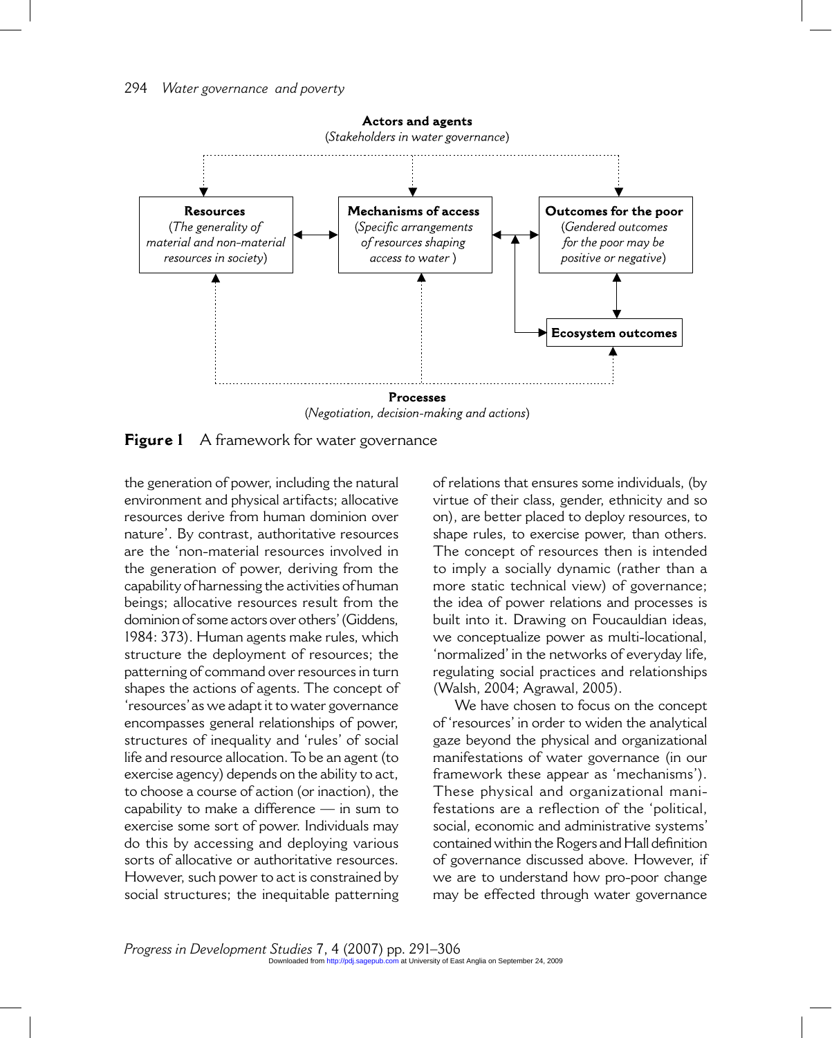**Figure 1** A framework for water governance

the generation of power, including the natural environment and physical artifacts; allocative resources derive from human dominion over nature'. By contrast, authoritative resources are the 'non-material resources involved in the generation of power, deriving from the capability of harnessing the activities of human beings; allocative resources result from the dominion of some actors over others' (Giddens, 1984: 373). Human agents make rules, which structure the deployment of resources; the patterning of command over resources in turn shapes the actions of agents. The concept of 'resources' as we adapt it to water governance encompasses general relationships of power, structures of inequality and 'rules' of social life and resource allocation. To be an agent (to exercise agency) depends on the ability to act, to choose a course of action (or inaction), the capability to make a difference — in sum to exercise some sort of power. Individuals may do this by accessing and deploying various sorts of allocative or authoritative resources. However, such power to act is constrained by social structures; the inequitable patterning of relations that ensures some individuals, (by virtue of their class, gender, ethnicity and so on), are better placed to deploy resources, to shape rules, to exercise power, than others. The concept of resources then is intended to imply a socially dynamic (rather than a more static technical view) of governance; the idea of power relations and processes is built into it. Drawing on Foucauldian ideas, we conceptualize power as multi-locational, 'normalized' in the networks of everyday life, regulating social practices and relationships (Walsh, 2004; Agrawal, 2005).

We have chosen to focus on the concept of 'resources' in order to widen the analytical gaze beyond the physical and organizational manifestations of water governance (in our framework these appear as 'mechanisms'). These physical and organizational manifestations are a reflection of the 'political, social, economic and administrative systems' contained within the Rogers and Hall definition of governance discussed above. However, if we are to understand how pro-poor change may be effected through water governance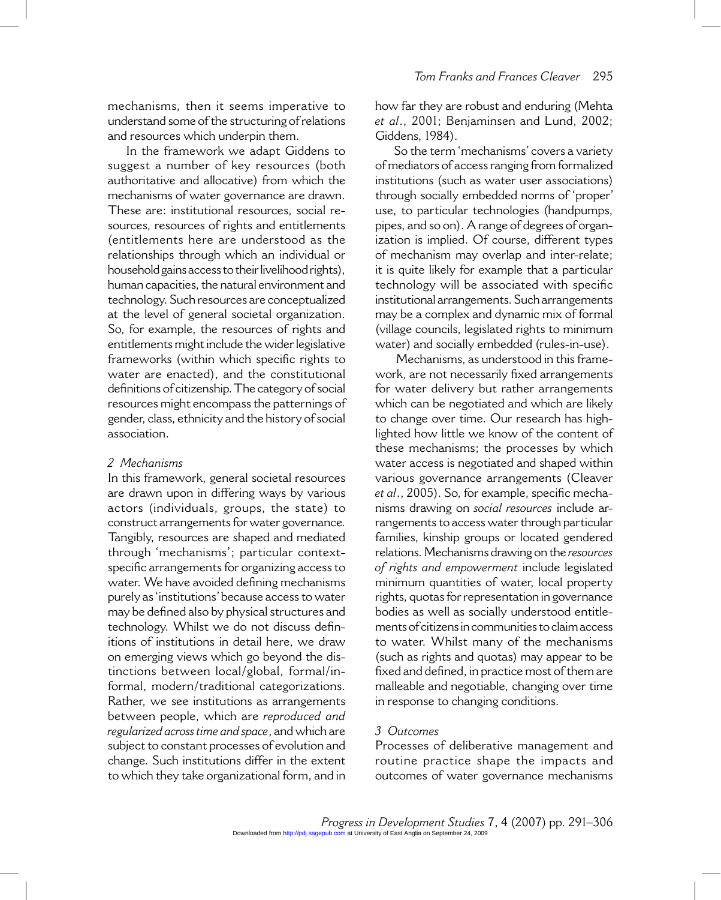mechanisms, then it seems imperative to understand some of the structuring of relations and resources which underpin them.

In the framework we adapt Giddens to suggest a number of key resources (both authoritative and allocative) from which the mechanisms of water governance are drawn. These are: institutional resources, social resources, resources of rights and entitlements (entitlements here are understood as the relationships through which an individual or household gains access to their livelihood rights), human capacities, the natural environment and technology. Such resources are conceptualized at the level of general societal organization. So, for example, the resources of rights and entitlements might include the wider legislative frameworks (within which specific rights to water are enacted), and the constitutional definitions of citizenship. The category of social resources might encompass the patternings of gender, class, ethnicity and the history of social association.

### *2 Mechanisms*

In this framework, general societal resources are drawn upon in differing ways by various actors (individuals, groups, the state) to construct arrangements for water governance. Tangibly, resources are shaped and mediated through 'mechanisms'; particular context-specific arrangements for organizing access to water. We have avoided defining mechanisms purely as 'institutions' because access to water may be defined also by physical structures and technology. Whilst we do not discuss definitions of institutions in detail here, we draw on emerging views which go beyond the distinctions between local/global, formal/informal, modern/traditional categorizations. Rather, we see institutions as arrangements between people, which are *reproduced and regularized across time and space*, and which are subject to constant processes of evolution and change. Such institutions differ in the extent to which they take organizational form, and in how far they are robust and enduring (Mehta *et al*., 2001; Benjaminsen and Lund, 2002; Giddens, 1984).

So the term 'mechanisms' covers a variety of mediators of access ranging from formalized institutions (such as water user associations) through socially embedded norms of 'proper' use, to particular technologies (handpumps, pipes, and so on). A range of degrees of organization is implied. Of course, different types of mechanism may overlap and inter-relate; it is quite likely for example that a particular technology will be associated with specific institutional arrangements. Such arrangements may be a complex and dynamic mix of formal (village councils, legislated rights to minimum water) and socially embedded (rules-in-use).

Mechanisms, as understood in this framework, are not necessarily fixed arrangements for water delivery but rather arrangements which can be negotiated and which are likely to change over time. Our research has highlighted how little we know of the content of these mechanisms; the processes by which water access is negotiated and shaped within various governance arrangements (Cleaver *et al*., 2005). So, for example, specific mechanisms drawing on *social resources* include arrangements to access water through particular families, kinship groups or located gendered relations. Mechanisms drawing on the *resources of rights and empowerment* include legislated minimum quantities of water, local property rights, quotas for representation in governance bodies as well as socially understood entitlements of citizens in communities to claim access to water. Whilst many of the mechanisms (such as rights and quotas) may appear to be fixed and defined, in practice most of them are malleable and negotiable, changing over time in response to changing conditions.

### *3 Outcomes*

Processes of deliberative management and routine practice shape the impacts and outcomes of water governance mechanisms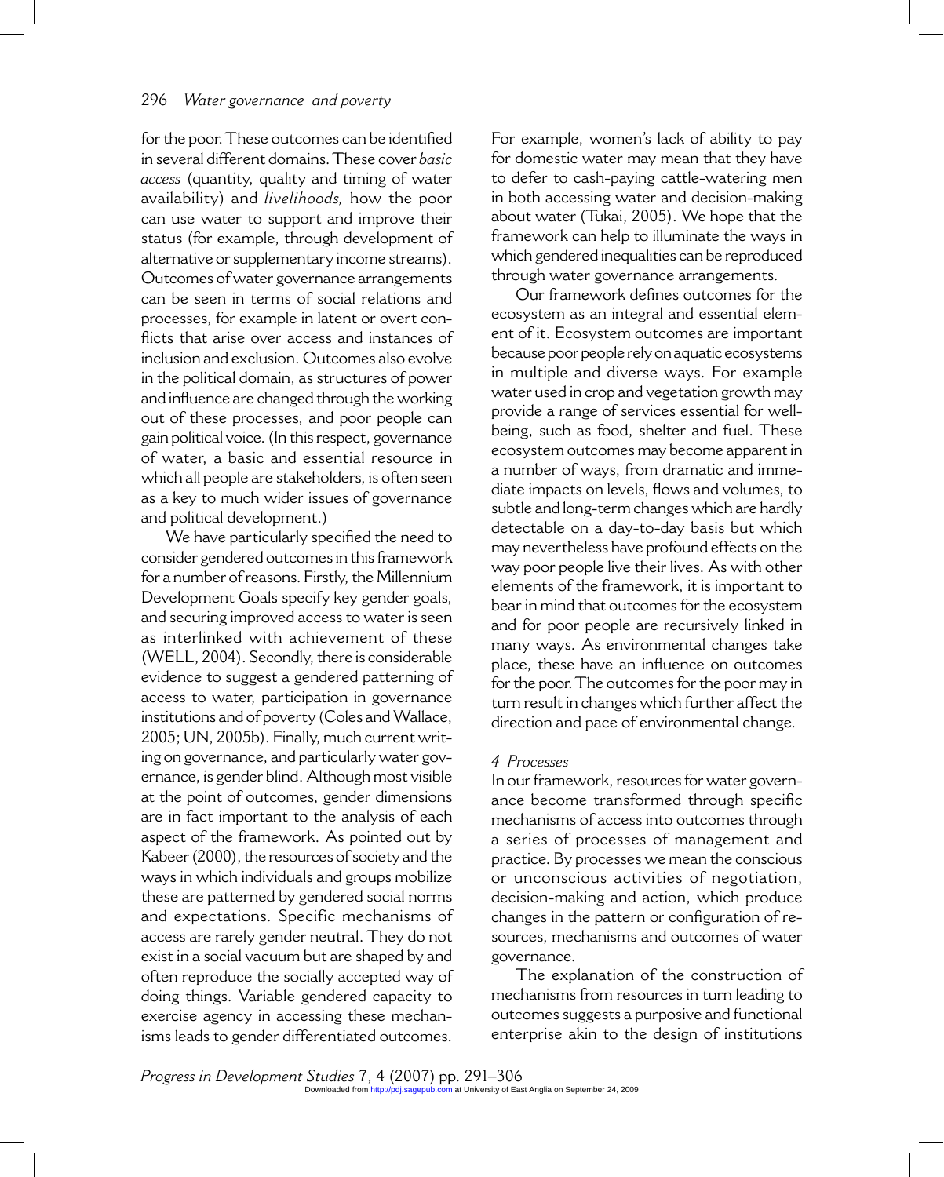for the poor. These outcomes can be identified in several different domains. These cover *basic access* (quantity, quality and timing of water availability) and *livelihoods,* how the poor can use water to support and improve their status (for example, through development of alternative or supplementary income streams). Outcomes of water governance arrangements can be seen in terms of social relations and processes, for example in latent or overt conflicts that arise over access and instances of inclusion and exclusion. Outcomes also evolve in the political domain, as structures of power and influence are changed through the working out of these processes, and poor people can gain political voice. (In this respect, governance of water, a basic and essential resource in which all people are stakeholders, is often seen as a key to much wider issues of governance and political development.)

We have particularly specified the need to consider gendered outcomes in this framework for a number of reasons. Firstly, the Millennium Development Goals specify key gender goals, and securing improved access to water is seen as interlinked with achievement of these (WELL, 2004). Secondly, there is considerable evidence to suggest a gendered patterning of access to water, participation in governance institutions and of poverty (Coles and Wallace, 2005; UN, 2005b). Finally, much current writing on governance, and particularly water governance, is gender blind. Although most visible at the point of outcomes, gender dimensions are in fact important to the analysis of each aspect of the framework. As pointed out by Kabeer (2000), the resources of society and the ways in which individuals and groups mobilize these are patterned by gendered social norms and expectations. Specific mechanisms of access are rarely gender neutral. They do not exist in a social vacuum but are shaped by and often reproduce the socially accepted way of doing things. Variable gendered capacity to exercise agency in accessing these mechanisms leads to gender differentiated outcomes. For example, women's lack of ability to pay for domestic water may mean that they have to defer to cash-paying cattle-watering men in both accessing water and decision-making about water (Tukai, 2005). We hope that the framework can help to illuminate the ways in which gendered inequalities can be reproduced through water governance arrangements.

Our framework defines outcomes for the ecosystem as an integral and essential element of it. Ecosystem outcomes are important because poor people rely on aquatic ecosystems in multiple and diverse ways. For example water used in crop and vegetation growth may provide a range of services essential for well-being, such as food, shelter and fuel. These ecosystem outcomes may become apparent in a number of ways, from dramatic and immediate impacts on levels, flows and volumes, to subtle and long-term changes which are hardly detectable on a day-to-day basis but which may nevertheless have profound effects on the way poor people live their lives. As with other elements of the framework, it is important to bear in mind that outcomes for the ecosystem and for poor people are recursively linked in many ways. As environmental changes take place, these have an influence on outcomes for the poor. The outcomes for the poor may in turn result in changes which further affect the direction and pace of environmental change.

### *4 Processes*

In our framework, resources for water governance become transformed through specific mechanisms of access into outcomes through a series of processes of management and practice. By processes we mean the conscious or unconscious activities of negotiation, decision-making and action, which produce changes in the pattern or configuration of resources, mechanisms and outcomes of water governance.

The explanation of the construction of mechanisms from resources in turn leading to outcomes suggests a purposive and functional enterprise akin to the design of institutions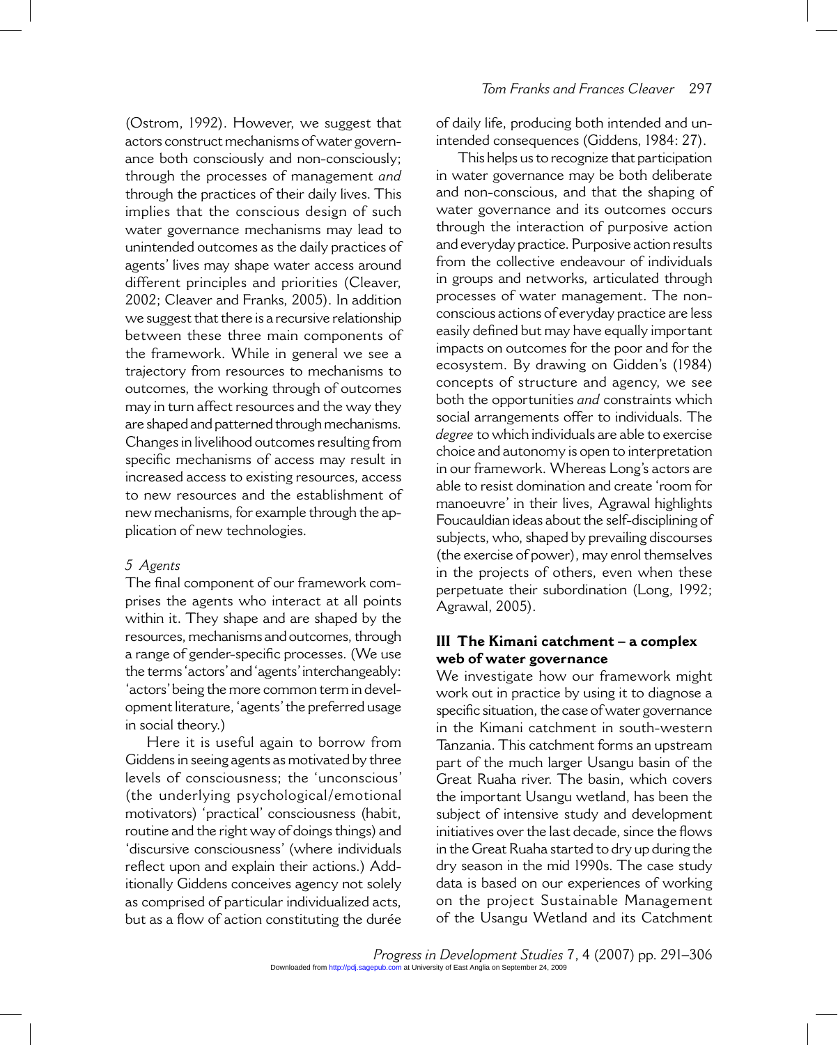(Ostrom, 1992). However, we suggest that actors construct mechanisms of water governance both consciously and non-consciously; through the processes of management *and* through the practices of their daily lives. This implies that the conscious design of such water governance mechanisms may lead to unintended outcomes as the daily practices of agents' lives may shape water access around different principles and priorities (Cleaver, 2002; Cleaver and Franks, 2005). In addition we suggest that there is a recursive relationship between these three main components of the framework. While in general we see a trajectory from resources to mechanisms to outcomes, the working through of outcomes may in turn affect resources and the way they are shaped and patterned through mechanisms. Changes in livelihood outcomes resulting from specific mechanisms of access may result in increased access to existing resources, access to new resources and the establishment of new mechanisms, for example through the application of new technologies.

### *5 Agents*

The final component of our framework comprises the agents who interact at all points within it. They shape and are shaped by the resources, mechanisms and outcomes, through a range of gender-specific processes. (We use the terms 'actors' and 'agents' interchangeably: 'actors' being the more common term in development literature, 'agents' the preferred usage in social theory.)

Here it is useful again to borrow from Giddens in seeing agents as motivated by three levels of consciousness; the 'unconscious' (the underlying psychological/emotional motivators) 'practical' consciousness (habit, routine and the right way of doings things) and 'discursive consciousness' (where individuals reflect upon and explain their actions.) Additionally Giddens conceives agency not solely as comprised of particular individualized acts, but as a flow of action constituting the durée of daily life, producing both intended and unintended consequences (Giddens, 1984: 27).

This helps us to recognize that participation in water governance may be both deliberate and non-conscious, and that the shaping of water governance and its outcomes occurs through the interaction of purposive action and everyday practice. Purposive action results from the collective endeavour of individuals in groups and networks, articulated through processes of water management. The non-conscious actions of everyday practice are less easily defined but may have equally important impacts on outcomes for the poor and for the ecosystem. By drawing on Gidden's (1984) concepts of structure and agency, we see both the opportunities *and* constraints which social arrangements offer to individuals. The *degree* to which individuals are able to exercise choice and autonomy is open to interpretation in our framework. Whereas Long's actors are able to resist domination and create 'room for manoeuvre' in their lives, Agrawal highlights Foucauldian ideas about the self-disciplining of subjects, who, shaped by prevailing discourses (the exercise of power), may enrol themselves in the projects of others, even when these perpetuate their subordination (Long, 1992; Agrawal, 2005).

## III The Kimani catchment – a complex web of water governance

We investigate how our framework might work out in practice by using it to diagnose a specific situation, the case of water governance in the Kimani catchment in south-western Tanzania. This catchment forms an upstream part of the much larger Usangu basin of the Great Ruaha river. The basin, which covers the important Usangu wetland, has been the subject of intensive study and development initiatives over the last decade, since the flows in the Great Ruaha started to dry up during the dry season in the mid 1990s. The case study data is based on our experiences of working on the project Sustainable Management of the Usangu Wetland and its Catchment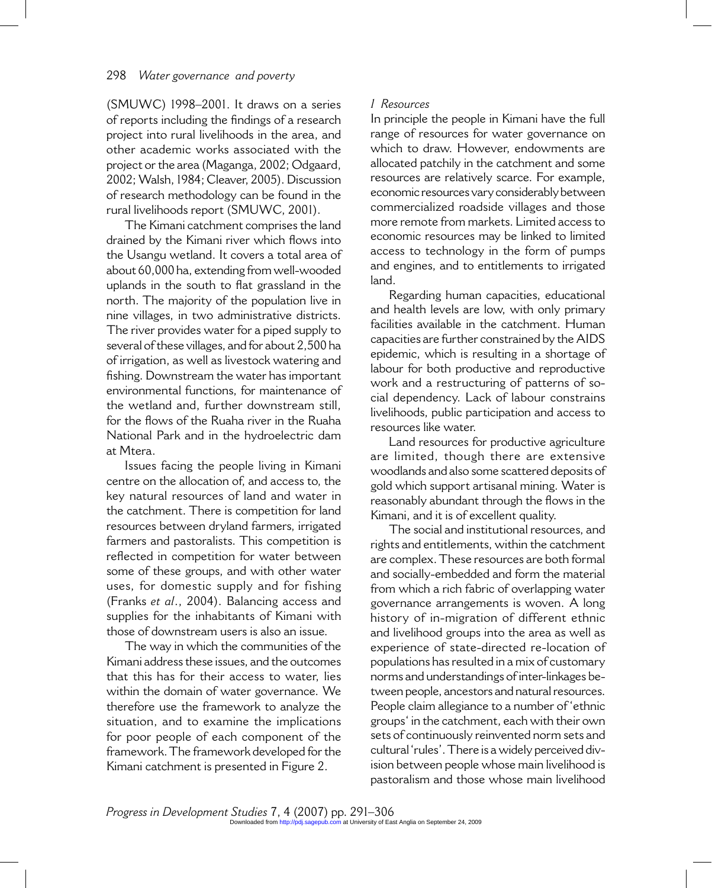(SMUWC) 1998–2001. It draws on a series of reports including the findings of a research project into rural livelihoods in the area, and other academic works associated with the project or the area (Maganga, 2002; Odgaard, 2002; Walsh, 1984; Cleaver, 2005). Discussion of research methodology can be found in the rural livelihoods report (SMUWC, 2001).

The Kimani catchment comprises the land drained by the Kimani river which flows into the Usangu wetland. It covers a total area of about 60,000 ha, extending from well-wooded uplands in the south to flat grassland in the north. The majority of the population live in nine villages, in two administrative districts. The river provides water for a piped supply to several of these villages, and for about 2,500 ha of irrigation, as well as livestock watering and fishing. Downstream the water has important environmental functions, for maintenance of the wetland and, further downstream still, for the flows of the Ruaha river in the Ruaha National Park and in the hydroelectric dam at Mtera.

Issues facing the people living in Kimani centre on the allocation of, and access to, the key natural resources of land and water in the catchment. There is competition for land resources between dryland farmers, irrigated farmers and pastoralists. This competition is reflected in competition for water between some of these groups, and with other water uses, for domestic supply and for fishing (Franks *et al*., 2004). Balancing access and supplies for the inhabitants of Kimani with those of downstream users is also an issue.

The way in which the communities of the Kimani address these issues, and the outcomes that this has for their access to water, lies within the domain of water governance. We therefore use the framework to analyze the situation, and to examine the implications for poor people of each component of the framework. The framework developed for the Kimani catchment is presented in Figure 2.

*1 Resources*

In principle the people in Kimani have the full range of resources for water governance on which to draw. However, endowments are allocated patchily in the catchment and some resources are relatively scarce. For example, economic resources vary considerably between commercialized roadside villages and those more remote from markets. Limited access to economic resources may be linked to limited access to technology in the form of pumps and engines, and to entitlements to irrigated land.

Regarding human capacities, educational and health levels are low, with only primary facilities available in the catchment. Human capacities are further constrained by the AIDS epidemic, which is resulting in a shortage of labour for both productive and reproductive work and a restructuring of patterns of social dependency. Lack of labour constrains livelihoods, public participation and access to resources like water.

Land resources for productive agriculture are limited, though there are extensive woodlands and also some scattered deposits of gold which support artisanal mining. Water is reasonably abundant through the flows in the Kimani, and it is of excellent quality.

The social and institutional resources, and rights and entitlements, within the catchment are complex. These resources are both formal and socially-embedded and form the material from which a rich fabric of overlapping water governance arrangements is woven. A long history of in-migration of different ethnic and livelihood groups into the area as well as experience of state-directed re-location of populations has resulted in a mix of customary norms and understandings of inter-linkages between people, ancestors and natural resources. People claim allegiance to a number of 'ethnic groups' in the catchment, each with their own sets of continuously reinvented norm sets and cultural 'rules'. There is a widely perceived division between people whose main livelihood is pastoralism and those whose main livelihood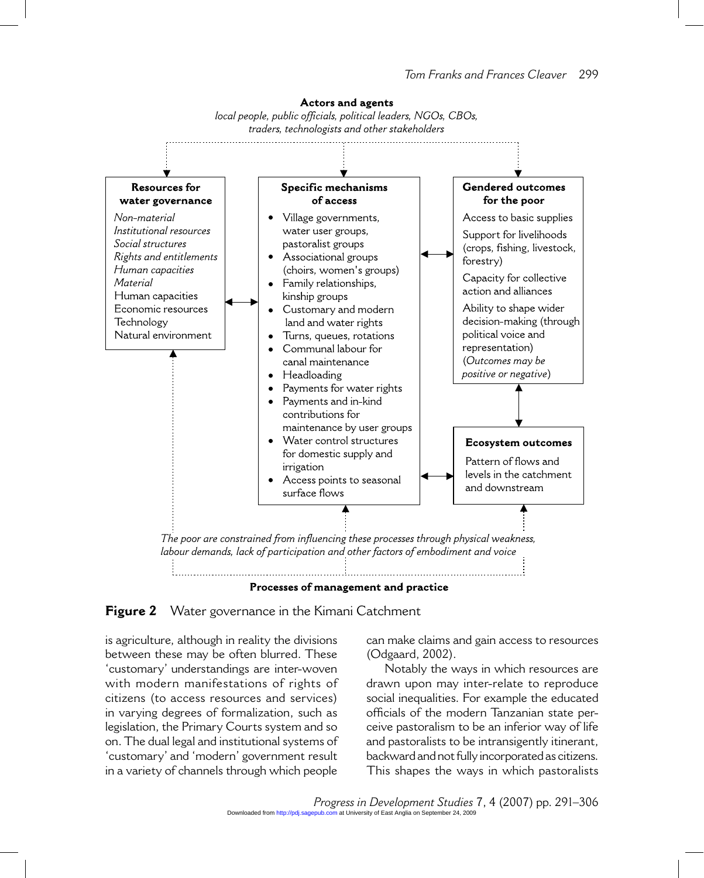**Actors and agents**

*local people, public officials, political leaders, NGOs, CBOs, traders, technologists and other stakeholders*

**Resources for water governance**

*Non-material*
*Institutional resources*
*Social structures*
*Rights and entitlements*
*Human capacities*
*Material*
Human capacities
Economic resources
Technology
Natural environment

**Specific mechanisms of access**

- Village governments, water user groups, pastoralist groups
- Associational groups (choirs, women's groups)
- Family relationships, kinship groups
- Customary and modern land and water rights
- Turns, queues, rotations
- Communal labour for canal maintenance
- Headloading
- Payments for water rights
- Payments and in-kind contributions for maintenance by user groups
- Water control structures for domestic supply and irrigation
- Access points to seasonal surface flows

**Gendered outcomes for the poor**

Access to basic supplies

Support for livelihoods (crops, fishing, livestock, forestry)

Capacity for collective action and alliances

Ability to shape wider decision-making (through political voice and representation)

(*Outcomes may be positive or negative*)

**Ecosystem outcomes**

Pattern of flows and levels in the catchment and downstream

*The poor are constrained from influencing these processes through physical weakness, labour demands, lack of participation and other factors of embodiment and voice*

**Processes of management and practice**

**Figure 2** Water governance in the Kimani Catchment

is agriculture, although in reality the divisions between these may be often blurred. These 'customary' understandings are inter-woven with modern manifestations of rights of citizens (to access resources and services) in varying degrees of formalization, such as legislation, the Primary Courts system and so on. The dual legal and institutional systems of 'customary' and 'modern' government result in a variety of channels through which people can make claims and gain access to resources (Odgaard, 2002).

Notably the ways in which resources are drawn upon may inter-relate to reproduce social inequalities. For example the educated officials of the modern Tanzanian state perceive pastoralism to be an inferior way of life and pastoralists to be intransigently itinerant, backward and not fully incorporated as citizens. This shapes the ways in which pastoralists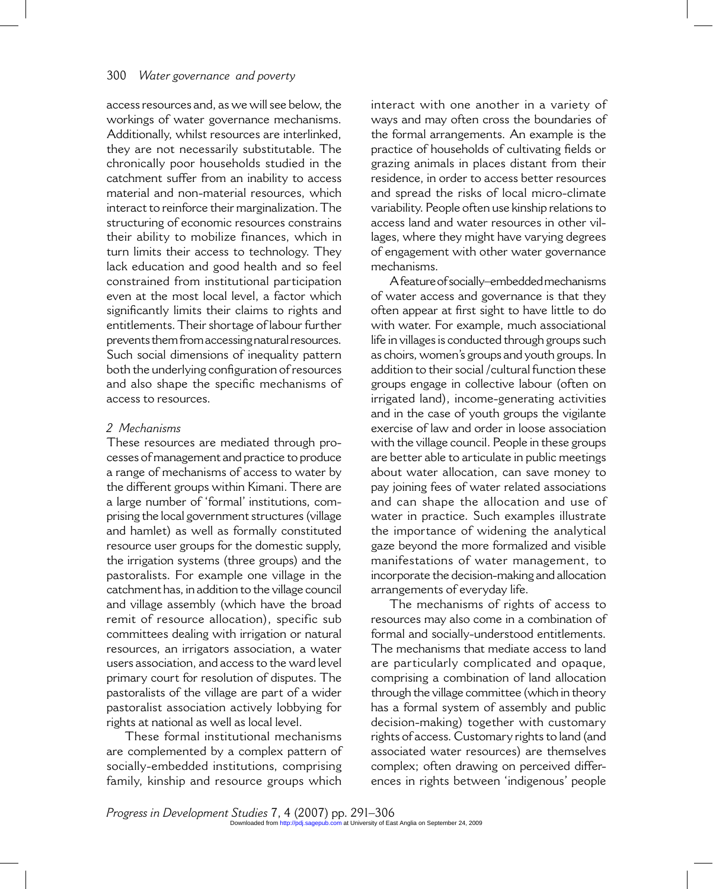access resources and, as we will see below, the workings of water governance mechanisms. Additionally, whilst resources are interlinked, they are not necessarily substitutable. The chronically poor households studied in the catchment suffer from an inability to access material and non-material resources, which interact to reinforce their marginalization. The structuring of economic resources constrains their ability to mobilize finances, which in turn limits their access to technology. They lack education and good health and so feel constrained from institutional participation even at the most local level, a factor which significantly limits their claims to rights and entitlements. Their shortage of labour further prevents them from accessing natural resources. Such social dimensions of inequality pattern both the underlying configuration of resources and also shape the specific mechanisms of access to resources.

### *2 Mechanisms*

These resources are mediated through processes of management and practice to produce a range of mechanisms of access to water by the different groups within Kimani. There are a large number of 'formal' institutions, comprising the local government structures (village and hamlet) as well as formally constituted resource user groups for the domestic supply, the irrigation systems (three groups) and the pastoralists. For example one village in the catchment has, in addition to the village council and village assembly (which have the broad remit of resource allocation), specific sub committees dealing with irrigation or natural resources, an irrigators association, a water users association, and access to the ward level primary court for resolution of disputes. The pastoralists of the village are part of a wider pastoralist association actively lobbying for rights at national as well as local level.

These formal institutional mechanisms are complemented by a complex pattern of socially-embedded institutions, comprising family, kinship and resource groups which interact with one another in a variety of ways and may often cross the boundaries of the formal arrangements. An example is the practice of households of cultivating fields or grazing animals in places distant from their residence, in order to access better resources and spread the risks of local micro-climate variability. People often use kinship relations to access land and water resources in other villages, where they might have varying degrees of engagement with other water governance mechanisms.

A feature of socially–embedded mechanisms of water access and governance is that they often appear at first sight to have little to do with water. For example, much associational life in villages is conducted through groups such as choirs, women's groups and youth groups. In addition to their social /cultural function these groups engage in collective labour (often on irrigated land), income-generating activities and in the case of youth groups the vigilante exercise of law and order in loose association with the village council. People in these groups are better able to articulate in public meetings about water allocation, can save money to pay joining fees of water related associations and can shape the allocation and use of water in practice. Such examples illustrate the importance of widening the analytical gaze beyond the more formalized and visible manifestations of water management, to incorporate the decision-making and allocation arrangements of everyday life.

The mechanisms of rights of access to resources may also come in a combination of formal and socially-understood entitlements. The mechanisms that mediate access to land are particularly complicated and opaque, comprising a combination of land allocation through the village committee (which in theory has a formal system of assembly and public decision-making) together with customary rights of access. Customary rights to land (and associated water resources) are themselves complex; often drawing on perceived differences in rights between 'indigenous' people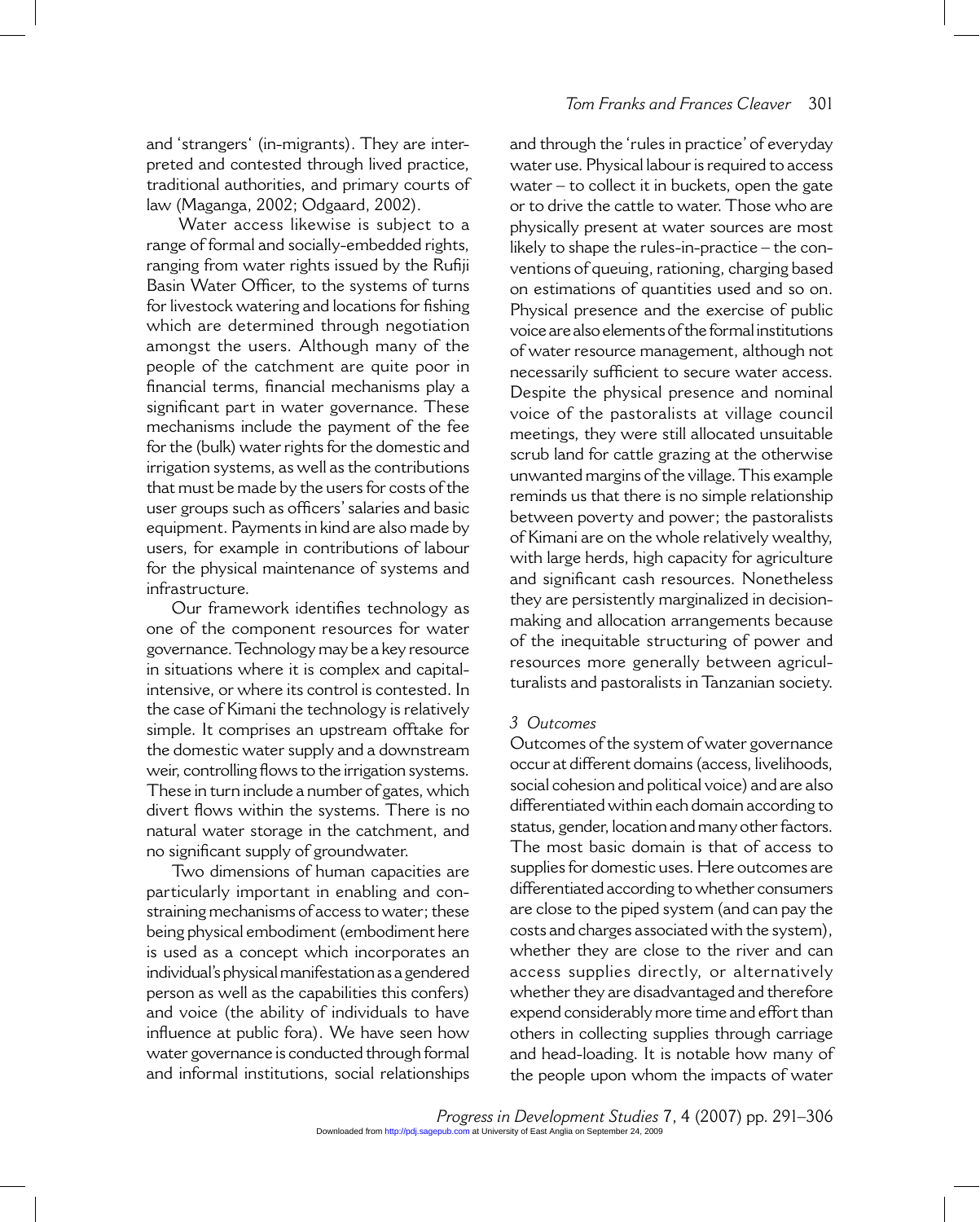and 'strangers' (in-migrants). They are interpreted and contested through lived practice, traditional authorities, and primary courts of law (Maganga, 2002; Odgaard, 2002).

Water access likewise is subject to a range of formal and socially-embedded rights, ranging from water rights issued by the Rufiji Basin Water Officer, to the systems of turns for livestock watering and locations for fishing which are determined through negotiation amongst the users. Although many of the people of the catchment are quite poor in financial terms, financial mechanisms play a significant part in water governance. These mechanisms include the payment of the fee for the (bulk) water rights for the domestic and irrigation systems, as well as the contributions that must be made by the users for costs of the user groups such as officers' salaries and basic equipment. Payments in kind are also made by users, for example in contributions of labour for the physical maintenance of systems and infrastructure.

Our framework identifies technology as one of the component resources for water governance. Technology may be a key resource in situations where it is complex and capital-intensive, or where its control is contested. In the case of Kimani the technology is relatively simple. It comprises an upstream offtake for the domestic water supply and a downstream weir, controlling flows to the irrigation systems. These in turn include a number of gates, which divert flows within the systems. There is no natural water storage in the catchment, and no significant supply of groundwater.

Two dimensions of human capacities are particularly important in enabling and constraining mechanisms of access to water; these being physical embodiment (embodiment here is used as a concept which incorporates an individual's physical manifestation as a gendered person as well as the capabilities this confers) and voice (the ability of individuals to have influence at public fora). We have seen how water governance is conducted through formal and informal institutions, social relationships and through the 'rules in practice' of everyday water use. Physical labour is required to access water – to collect it in buckets, open the gate or to drive the cattle to water. Those who are physically present at water sources are most likely to shape the rules-in-practice – the conventions of queuing, rationing, charging based on estimations of quantities used and so on. Physical presence and the exercise of public voice are also elements of the formal institutions of water resource management, although not necessarily sufficient to secure water access. Despite the physical presence and nominal voice of the pastoralists at village council meetings, they were still allocated unsuitable scrub land for cattle grazing at the otherwise unwanted margins of the village. This example reminds us that there is no simple relationship between poverty and power; the pastoralists of Kimani are on the whole relatively wealthy, with large herds, high capacity for agriculture and significant cash resources. Nonetheless they are persistently marginalized in decision-making and allocation arrangements because of the inequitable structuring of power and resources more generally between agriculturalists and pastoralists in Tanzanian society.

*3 Outcomes*

Outcomes of the system of water governance occur at different domains (access, livelihoods, social cohesion and political voice) and are also differentiated within each domain according to status, gender, location and many other factors. The most basic domain is that of access to supplies for domestic uses. Here outcomes are differentiated according to whether consumers are close to the piped system (and can pay the costs and charges associated with the system), whether they are close to the river and can access supplies directly, or alternatively whether they are disadvantaged and therefore expend considerably more time and effort than others in collecting supplies through carriage and head-loading. It is notable how many of the people upon whom the impacts of water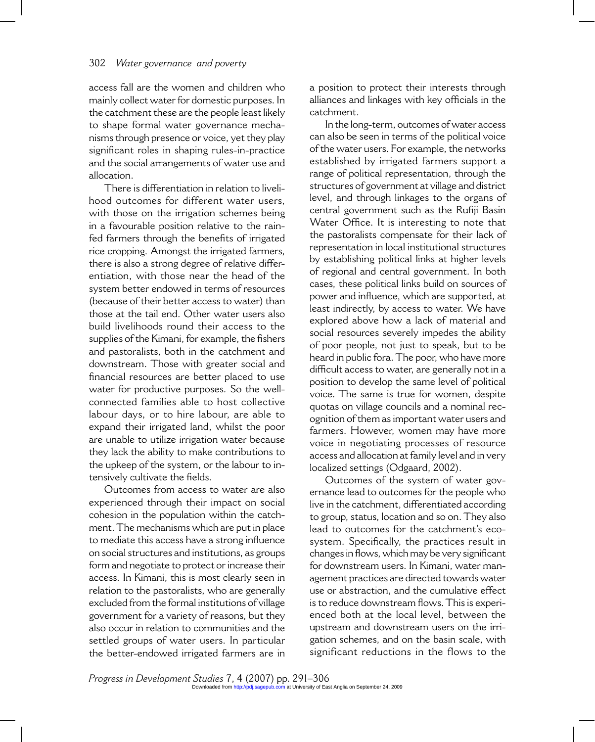access fall are the women and children who mainly collect water for domestic purposes. In the catchment these are the people least likely to shape formal water governance mechanisms through presence or voice, yet they play significant roles in shaping rules-in-practice and the social arrangements of water use and allocation.

There is differentiation in relation to livelihood outcomes for different water users, with those on the irrigation schemes being in a favourable position relative to the rainfed farmers through the benefits of irrigated rice cropping. Amongst the irrigated farmers, there is also a strong degree of relative differentiation, with those near the head of the system better endowed in terms of resources (because of their better access to water) than those at the tail end. Other water users also build livelihoods round their access to the supplies of the Kimani, for example, the fishers and pastoralists, both in the catchment and downstream. Those with greater social and financial resources are better placed to use water for productive purposes. So the well-connected families able to host collective labour days, or to hire labour, are able to expand their irrigated land, whilst the poor are unable to utilize irrigation water because they lack the ability to make contributions to the upkeep of the system, or the labour to intensively cultivate the fields.

Outcomes from access to water are also experienced through their impact on social cohesion in the population within the catchment. The mechanisms which are put in place to mediate this access have a strong influence on social structures and institutions, as groups form and negotiate to protect or increase their access. In Kimani, this is most clearly seen in relation to the pastoralists, who are generally excluded from the formal institutions of village government for a variety of reasons, but they also occur in relation to communities and the settled groups of water users. In particular the better-endowed irrigated farmers are in a position to protect their interests through alliances and linkages with key officials in the catchment.

In the long-term, outcomes of water access can also be seen in terms of the political voice of the water users. For example, the networks established by irrigated farmers support a range of political representation, through the structures of government at village and district level, and through linkages to the organs of central government such as the Rufiji Basin Water Office. It is interesting to note that the pastoralists compensate for their lack of representation in local institutional structures by establishing political links at higher levels of regional and central government. In both cases, these political links build on sources of power and influence, which are supported, at least indirectly, by access to water. We have explored above how a lack of material and social resources severely impedes the ability of poor people, not just to speak, but to be heard in public fora. The poor, who have more difficult access to water, are generally not in a position to develop the same level of political voice. The same is true for women, despite quotas on village councils and a nominal recognition of them as important water users and farmers. However, women may have more voice in negotiating processes of resource access and allocation at family level and in very localized settings (Odgaard, 2002).

Outcomes of the system of water governance lead to outcomes for the people who live in the catchment, differentiated according to group, status, location and so on. They also lead to outcomes for the catchment's ecosystem. Specifically, the practices result in changes in flows, which may be very significant for downstream users. In Kimani, water management practices are directed towards water use or abstraction, and the cumulative effect is to reduce downstream flows. This is experienced both at the local level, between the upstream and downstream users on the irrigation schemes, and on the basin scale, with significant reductions in the flows to the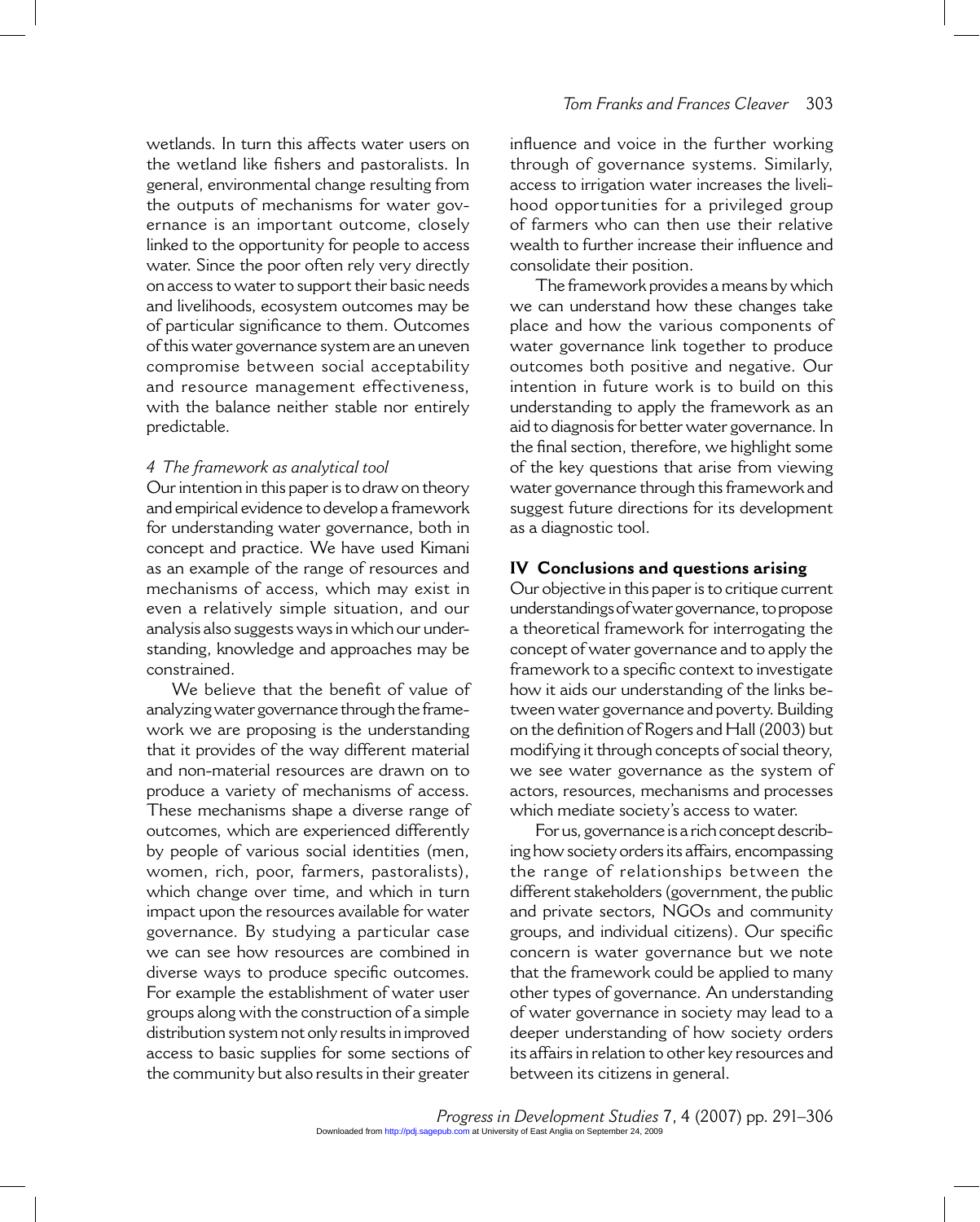wetlands. In turn this affects water users on the wetland like fishers and pastoralists. In general, environmental change resulting from the outputs of mechanisms for water governance is an important outcome, closely linked to the opportunity for people to access water. Since the poor often rely very directly on access to water to support their basic needs and livelihoods, ecosystem outcomes may be of particular significance to them. Outcomes of this water governance system are an uneven compromise between social acceptability and resource management effectiveness, with the balance neither stable nor entirely predictable.

### *4 The framework as analytical tool*

Our intention in this paper is to draw on theory and empirical evidence to develop a framework for understanding water governance, both in concept and practice. We have used Kimani as an example of the range of resources and mechanisms of access, which may exist in even a relatively simple situation, and our analysis also suggests ways in which our understanding, knowledge and approaches may be constrained.

We believe that the benefit of value of analyzing water governance through the framework we are proposing is the understanding that it provides of the way different material and non-material resources are drawn on to produce a variety of mechanisms of access. These mechanisms shape a diverse range of outcomes, which are experienced differently by people of various social identities (men, women, rich, poor, farmers, pastoralists), which change over time, and which in turn impact upon the resources available for water governance. By studying a particular case we can see how resources are combined in diverse ways to produce specific outcomes. For example the establishment of water user groups along with the construction of a simple distribution system not only results in improved access to basic supplies for some sections of the community but also results in their greater influence and voice in the further working through of governance systems. Similarly, access to irrigation water increases the livelihood opportunities for a privileged group of farmers who can then use their relative wealth to further increase their influence and consolidate their position.

The framework provides a means by which we can understand how these changes take place and how the various components of water governance link together to produce outcomes both positive and negative. Our intention in future work is to build on this understanding to apply the framework as an aid to diagnosis for better water governance. In the final section, therefore, we highlight some of the key questions that arise from viewing water governance through this framework and suggest future directions for its development as a diagnostic tool.

## **IV Conclusions and questions arising**

Our objective in this paper is to critique current understandings of water governance, to propose a theoretical framework for interrogating the concept of water governance and to apply the framework to a specific context to investigate how it aids our understanding of the links between water governance and poverty. Building on the definition of Rogers and Hall (2003) but modifying it through concepts of social theory, we see water governance as the system of actors, resources, mechanisms and processes which mediate society's access to water.

For us, governance is a rich concept describing how society orders its affairs, encompassing the range of relationships between the different stakeholders (government, the public and private sectors, NGOs and community groups, and individual citizens). Our specific concern is water governance but we note that the framework could be applied to many other types of governance. An understanding of water governance in society may lead to a deeper understanding of how society orders its affairs in relation to other key resources and between its citizens in general.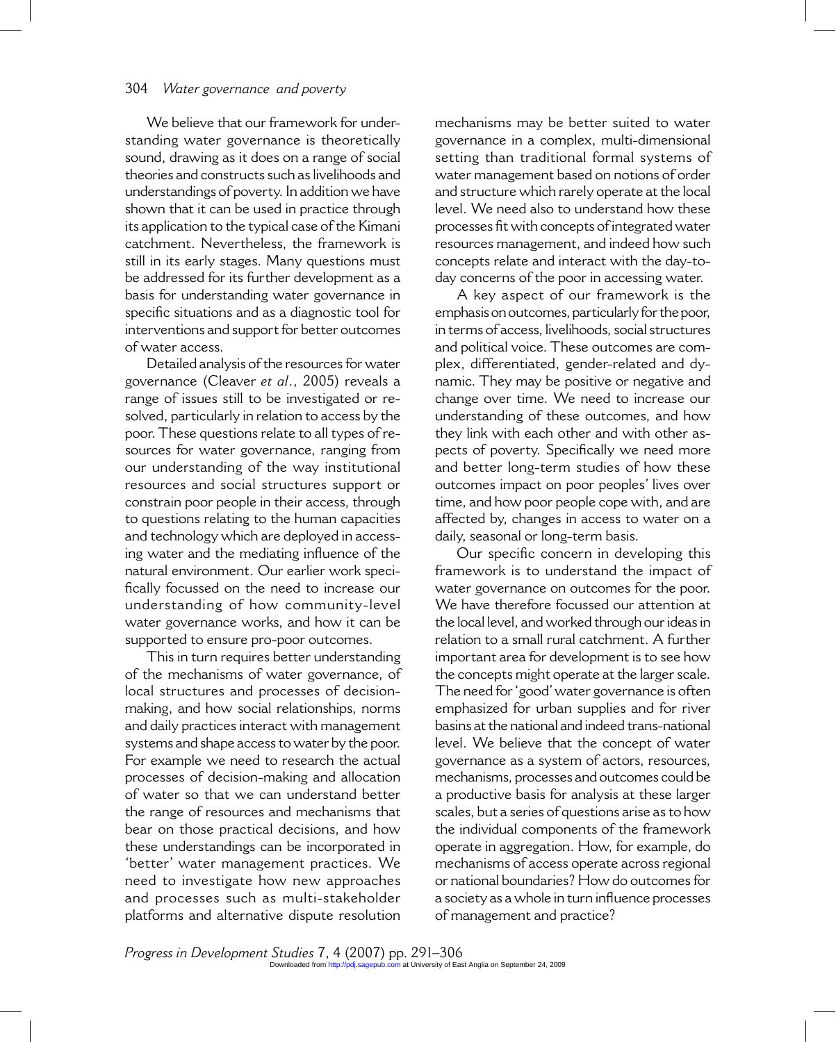We believe that our framework for understanding water governance is theoretically sound, drawing as it does on a range of social theories and constructs such as livelihoods and understandings of poverty. In addition we have shown that it can be used in practice through its application to the typical case of the Kimani catchment. Nevertheless, the framework is still in its early stages. Many questions must be addressed for its further development as a basis for understanding water governance in specific situations and as a diagnostic tool for interventions and support for better outcomes of water access.

Detailed analysis of the resources for water governance (Cleaver *et al*., 2005) reveals a range of issues still to be investigated or resolved, particularly in relation to access by the poor. These questions relate to all types of resources for water governance, ranging from our understanding of the way institutional resources and social structures support or constrain poor people in their access, through to questions relating to the human capacities and technology which are deployed in accessing water and the mediating influence of the natural environment. Our earlier work specifically focussed on the need to increase our understanding of how community-level water governance works, and how it can be supported to ensure pro-poor outcomes.

This in turn requires better understanding of the mechanisms of water governance, of local structures and processes of decision-making, and how social relationships, norms and daily practices interact with management systems and shape access to water by the poor. For example we need to research the actual processes of decision-making and allocation of water so that we can understand better the range of resources and mechanisms that bear on those practical decisions, and how these understandings can be incorporated in 'better' water management practices. We need to investigate how new approaches and processes such as multi-stakeholder platforms and alternative dispute resolution mechanisms may be better suited to water governance in a complex, multi-dimensional setting than traditional formal systems of water management based on notions of order and structure which rarely operate at the local level. We need also to understand how these processes fit with concepts of integrated water resources management, and indeed how such concepts relate and interact with the day-to-day concerns of the poor in accessing water.

A key aspect of our framework is the emphasis on outcomes, particularly for the poor, in terms of access, livelihoods, social structures and political voice. These outcomes are complex, differentiated, gender-related and dynamic. They may be positive or negative and change over time. We need to increase our understanding of these outcomes, and how they link with each other and with other aspects of poverty. Specifically we need more and better long-term studies of how these outcomes impact on poor peoples' lives over time, and how poor people cope with, and are affected by, changes in access to water on a daily, seasonal or long-term basis.

Our specific concern in developing this framework is to understand the impact of water governance on outcomes for the poor. We have therefore focussed our attention at the local level, and worked through our ideas in relation to a small rural catchment. A further important area for development is to see how the concepts might operate at the larger scale. The need for 'good' water governance is often emphasized for urban supplies and for river basins at the national and indeed trans-national level. We believe that the concept of water governance as a system of actors, resources, mechanisms, processes and outcomes could be a productive basis for analysis at these larger scales, but a series of questions arise as to how the individual components of the framework operate in aggregation. How, for example, do mechanisms of access operate across regional or national boundaries? How do outcomes for a society as a whole in turn influence processes of management and practice?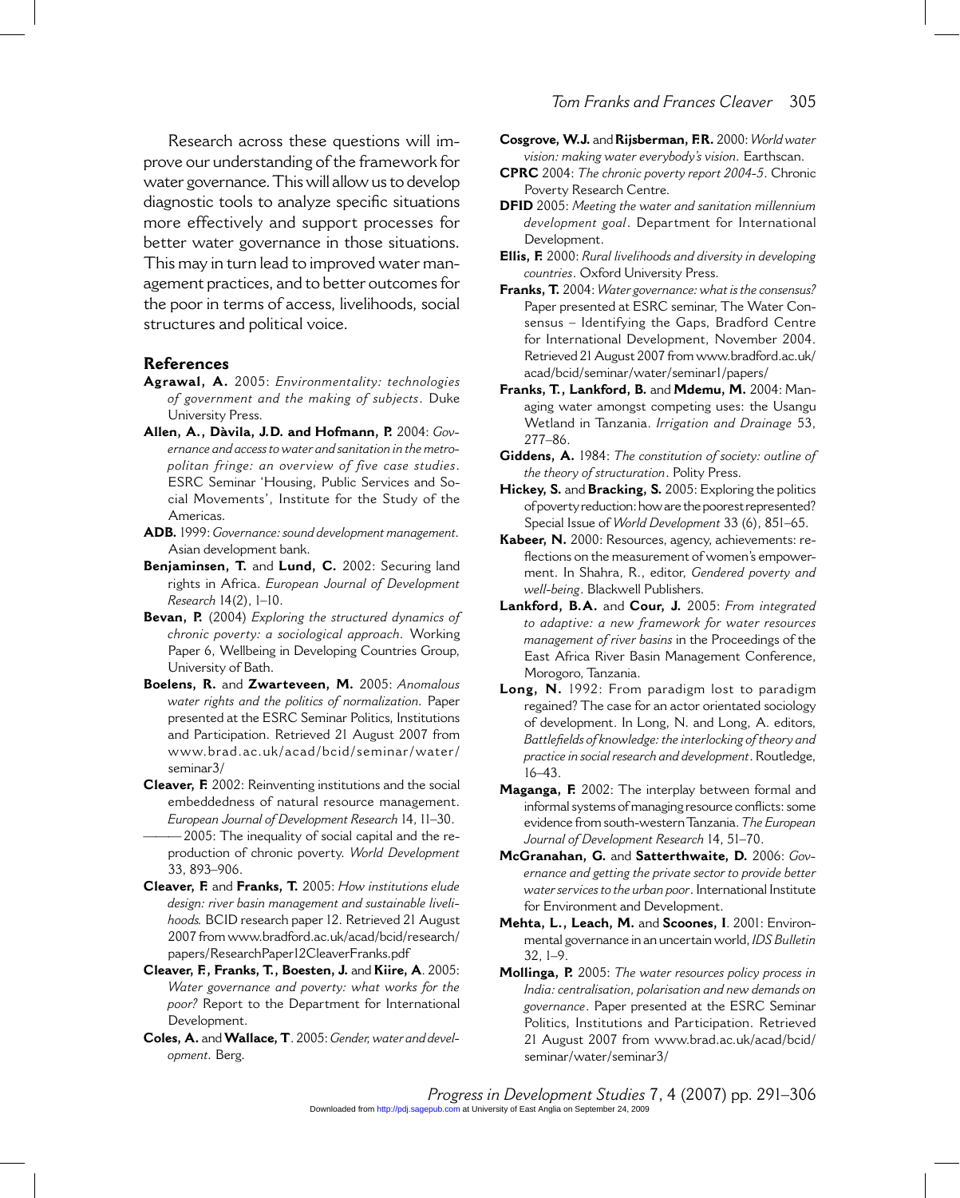Research across these questions will improve our understanding of the framework for water governance. This will allow us to develop diagnostic tools to analyze specific situations more effectively and support processes for better water governance in those situations. This may in turn lead to improved water management practices, and to better outcomes for the poor in terms of access, livelihoods, social structures and political voice.

## References

**Agrawal, A.** 2005: *Environmentality: technologies of government and the making of subjects*. Duke University Press.

**Allen, A., Dàvila, J.D. and Hofmann, P.** 2004: *Governance and access to water and sanitation in the metropolitan fringe: an overview of five case studies*. ESRC Seminar 'Housing, Public Services and Social Movements', Institute for the Study of the Americas.

**ADB.** 1999: *Governance: sound development management*. Asian development bank.

**Benjaminsen, T.** and **Lund, C.** 2002: Securing land rights in Africa. *European Journal of Development Research* 14(2), 1–10.

**Bevan, P.** (2004) *Exploring the structured dynamics of chronic poverty: a sociological approach*. Working Paper 6, Wellbeing in Developing Countries Group, University of Bath.

**Boelens, R.** and **Zwarteveen, M.** 2005: *Anomalous water rights and the politics of normalization*. Paper presented at the ESRC Seminar Politics, Institutions and Participation. Retrieved 21 August 2007 from www.brad.ac.uk/acad/bcid/seminar/water/seminar3/

**Cleaver, F.** 2002: Reinventing institutions and the social embeddedness of natural resource management. *European Journal of Development Research* 14, 11–30.

——— 2005: The inequality of social capital and the reproduction of chronic poverty. *World Development* 33, 893–906.

**Cleaver, F.** and **Franks, T.** 2005: *How institutions elude design: river basin management and sustainable livelihoods.* BCID research paper 12. Retrieved 21 August 2007 from www.bradford.ac.uk/acad/bcid/research/papers/ResearchPaper12CleaverFranks.pdf

**Cleaver, F., Franks, T., Boesten, J.** and **Kiire, A**. 2005: *Water governance and poverty: what works for the poor?* Report to the Department for International Development.

**Coles, A.** and **Wallace, T**. 2005: *Gender, water and development*. Berg.

**Cosgrove, W.J.** and **Rijsberman, F.R.** 2000: *World water vision: making water everybody's vision*. Earthscan.

**CPRC** 2004: *The chronic poverty report 2004-5*. Chronic Poverty Research Centre.

**DFID** 2005: *Meeting the water and sanitation millennium development goal*. Department for International Development.

**Ellis, F.** 2000: *Rural livelihoods and diversity in developing countries*. Oxford University Press.

**Franks, T.** 2004: *Water governance: what is the consensus?* Paper presented at ESRC seminar, The Water Consensus – Identifying the Gaps, Bradford Centre for International Development, November 2004. Retrieved 21 August 2007 from www.bradford.ac.uk/acad/bcid/seminar/water/seminar1/papers/

**Franks, T., Lankford, B.** and **Mdemu, M.** 2004: Managing water amongst competing uses: the Usangu Wetland in Tanzania. *Irrigation and Drainage* 53, 277–86.

**Giddens, A.** 1984: *The constitution of society: outline of the theory of structuration*. Polity Press.

**Hickey, S.** and **Bracking, S.** 2005: Exploring the politics of poverty reduction: how are the poorest represented? Special Issue of *World Development* 33 (6), 851–65.

**Kabeer, N.** 2000: Resources, agency, achievements: reflections on the measurement of women's empowerment. In Shahra, R., editor, *Gendered poverty and well-being*. Blackwell Publishers.

**Lankford, B.A.** and **Cour, J.** 2005: *From integrated to adaptive: a new framework for water resources management of river basins* in the Proceedings of the East Africa River Basin Management Conference, Morogoro, Tanzania.

**Long, N.** 1992: From paradigm lost to paradigm regained? The case for an actor orientated sociology of development. In Long, N. and Long, A. editors, *Battlefields of knowledge: the interlocking of theory and practice in social research and development*. Routledge, 16–43.

**Maganga, F.** 2002: The interplay between formal and informal systems of managing resource conflicts: some evidence from south-western Tanzania. *The European Journal of Development Research* 14, 51–70.

**McGranahan, G.** and **Satterthwaite, D.** 2006: *Governance and getting the private sector to provide better water services to the urban poor*. International Institute for Environment and Development.

**Mehta, L., Leach, M.** and **Scoones, I**. 2001: Environmental governance in an uncertain world, *IDS Bulletin* 32, 1–9.

**Mollinga, P.** 2005: *The water resources policy process in India: centralisation, polarisation and new demands on governance*. Paper presented at the ESRC Seminar Politics, Institutions and Participation. Retrieved 21 August 2007 from www.brad.ac.uk/acad/bcid/seminar/water/seminar3/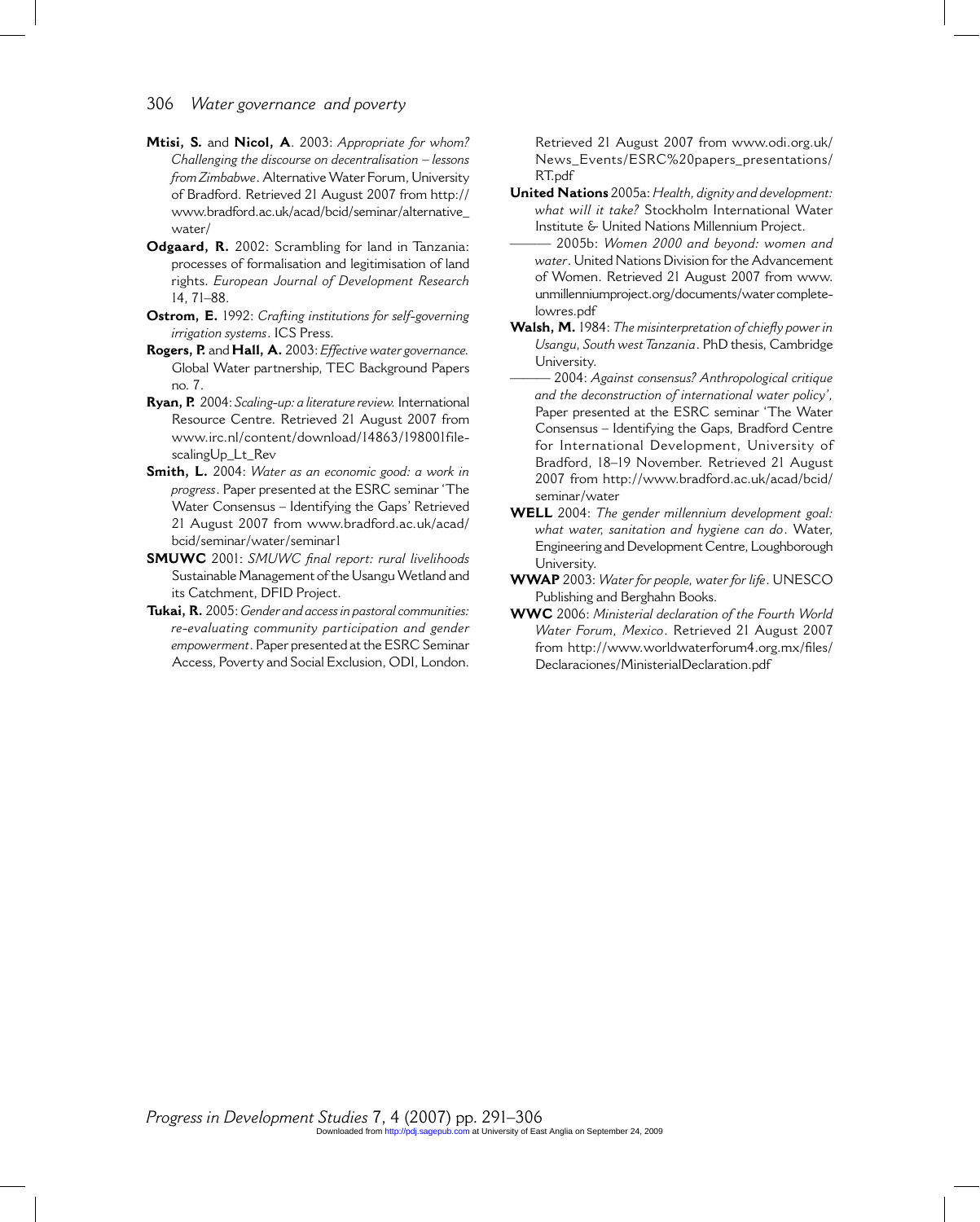**Mtisi, S.** and **Nicol, A**. 2003: *Appropriate for whom? Challenging the discourse on decentralisation – lessons from Zimbabwe*. Alternative Water Forum, University of Bradford. Retrieved 21 August 2007 from http://www.bradford.ac.uk/acad/bcid/seminar/alternative_water/

**Odgaard, R.** 2002: Scrambling for land in Tanzania: processes of formalisation and legitimisation of land rights. *European Journal of Development Research* 14, 71–88.

**Ostrom, E.** 1992: *Crafting institutions for self-governing irrigation systems*. ICS Press.

**Rogers, P.** and **Hall, A.** 2003: *Effective water governance.* Global Water partnership, TEC Background Papers no. 7.

**Ryan, P.** 2004: *Scaling-up: a literature review.* International Resource Centre. Retrieved 21 August 2007 from www.irc.nl/content/download/14863/198001file-scalingUp_Lt_Rev

**Smith, L.** 2004: *Water as an economic good: a work in progress*. Paper presented at the ESRC seminar 'The Water Consensus – Identifying the Gaps' Retrieved 21 August 2007 from www.bradford.ac.uk/acad/bcid/seminar/water/seminar1

**SMUWC** 2001: *SMUWC final report: rural livelihoods* Sustainable Management of the Usangu Wetland and its Catchment, DFID Project.

**Tukai, R.** 2005: *Gender and access in pastoral communities: re-evaluating community participation and gender empowerment*. Paper presented at the ESRC Seminar Access, Poverty and Social Exclusion, ODI, London. Retrieved 21 August 2007 from www.odi.org.uk/News_Events/ESRC%20papers_presentations/RT.pdf

**United Nations** 2005a: *Health, dignity and development: what will it take?* Stockholm International Water Institute & United Nations Millennium Project.

——— 2005b: *Women 2000 and beyond: women and water*. United Nations Division for the Advancement of Women. Retrieved 21 August 2007 from www.unmillenniumproject.org/documents/watercomplete-lowres.pdf

**Walsh, M.** 1984: *The misinterpretation of chiefly power in Usangu, South west Tanzania*. PhD thesis, Cambridge University.

——— 2004: *Against consensus? Anthropological critique and the deconstruction of international water policy'*, Paper presented at the ESRC seminar 'The Water Consensus – Identifying the Gaps, Bradford Centre for International Development, University of Bradford, 18–19 November. Retrieved 21 August 2007 from http://www.bradford.ac.uk/acad/bcid/seminar/water

**WELL** 2004: *The gender millennium development goal: what water, sanitation and hygiene can do*. Water, Engineering and Development Centre, Loughborough University.

**WWAP** 2003: *Water for people, water for life*. UNESCO Publishing and Berghahn Books.

**WWC** 2006: *Ministerial declaration of the Fourth World Water Forum, Mexico*. Retrieved 21 August 2007 from http://www.worldwaterforum4.org.mx/files/Declaraciones/MinisterialDeclaration.pdf